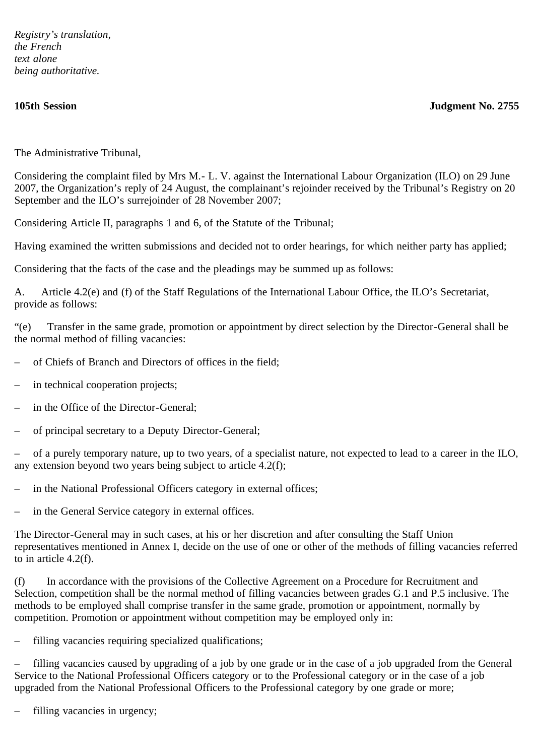*Registry's translation, the French text alone being authoritative.*

**105th Session** **Judgment No. 2755**

The Administrative Tribunal,

Considering the complaint filed by Mrs M.- L. V. against the International Labour Organization (ILO) on 29 June 2007, the Organization's reply of 24 August, the complainant's rejoinder received by the Tribunal's Registry on 20 September and the ILO's surrejoinder of 28 November 2007;

Considering Article II, paragraphs 1 and 6, of the Statute of the Tribunal;

Having examined the written submissions and decided not to order hearings, for which neither party has applied;

Considering that the facts of the case and the pleadings may be summed up as follows:

A. Article 4.2(e) and (f) of the Staff Regulations of the International Labour Office, the ILO's Secretariat, provide as follows:

"(e) Transfer in the same grade, promotion or appointment by direct selection by the Director-General shall be the normal method of filling vacancies:

– of Chiefs of Branch and Directors of offices in the field;

– in technical cooperation projects;

– in the Office of the Director-General;

– of principal secretary to a Deputy Director-General;

– of a purely temporary nature, up to two years, of a specialist nature, not expected to lead to a career in the ILO, any extension beyond two years being subject to article 4.2(f);

– in the National Professional Officers category in external offices;

– in the General Service category in external offices.

The Director-General may in such cases, at his or her discretion and after consulting the Staff Union representatives mentioned in Annex I, decide on the use of one or other of the methods of filling vacancies referred to in article 4.2(f).

(f) In accordance with the provisions of the Collective Agreement on a Procedure for Recruitment and Selection, competition shall be the normal method of filling vacancies between grades G.1 and P.5 inclusive. The methods to be employed shall comprise transfer in the same grade, promotion or appointment, normally by competition. Promotion or appointment without competition may be employed only in:

– filling vacancies requiring specialized qualifications;

– filling vacancies caused by upgrading of a job by one grade or in the case of a job upgraded from the General Service to the National Professional Officers category or to the Professional category or in the case of a job upgraded from the National Professional Officers to the Professional category by one grade or more;

– filling vacancies in urgency;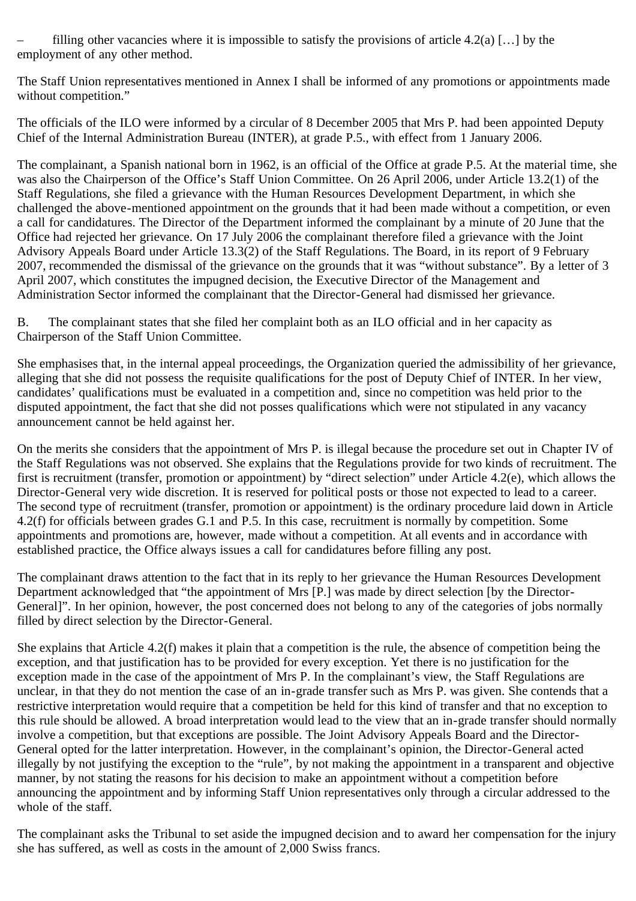– filling other vacancies where it is impossible to satisfy the provisions of article 4.2(a) […] by the employment of any other method.

The Staff Union representatives mentioned in Annex I shall be informed of any promotions or appointments made without competition."

The officials of the ILO were informed by a circular of 8 December 2005 that Mrs P. had been appointed Deputy Chief of the Internal Administration Bureau (INTER), at grade P.5., with effect from 1 January 2006.

The complainant, a Spanish national born in 1962, is an official of the Office at grade P.5. At the material time, she was also the Chairperson of the Office's Staff Union Committee. On 26 April 2006, under Article 13.2(1) of the Staff Regulations, she filed a grievance with the Human Resources Development Department, in which she challenged the above-mentioned appointment on the grounds that it had been made without a competition, or even a call for candidatures. The Director of the Department informed the complainant by a minute of 20 June that the Office had rejected her grievance. On 17 July 2006 the complainant therefore filed a grievance with the Joint Advisory Appeals Board under Article 13.3(2) of the Staff Regulations. The Board, in its report of 9 February 2007, recommended the dismissal of the grievance on the grounds that it was "without substance". By a letter of 3 April 2007, which constitutes the impugned decision, the Executive Director of the Management and Administration Sector informed the complainant that the Director-General had dismissed her grievance.

B. The complainant states that she filed her complaint both as an ILO official and in her capacity as Chairperson of the Staff Union Committee.

She emphasises that, in the internal appeal proceedings, the Organization queried the admissibility of her grievance, alleging that she did not possess the requisite qualifications for the post of Deputy Chief of INTER. In her view, candidates' qualifications must be evaluated in a competition and, since no competition was held prior to the disputed appointment, the fact that she did not posses qualifications which were not stipulated in any vacancy announcement cannot be held against her.

On the merits she considers that the appointment of Mrs P. is illegal because the procedure set out in Chapter IV of the Staff Regulations was not observed. She explains that the Regulations provide for two kinds of recruitment. The first is recruitment (transfer, promotion or appointment) by "direct selection" under Article 4.2(e), which allows the Director-General very wide discretion. It is reserved for political posts or those not expected to lead to a career. The second type of recruitment (transfer, promotion or appointment) is the ordinary procedure laid down in Article 4.2(f) for officials between grades G.1 and P.5. In this case, recruitment is normally by competition. Some appointments and promotions are, however, made without a competition. At all events and in accordance with established practice, the Office always issues a call for candidatures before filling any post.

The complainant draws attention to the fact that in its reply to her grievance the Human Resources Development Department acknowledged that "the appointment of Mrs [P.] was made by direct selection [by the Director-General]". In her opinion, however, the post concerned does not belong to any of the categories of jobs normally filled by direct selection by the Director-General.

She explains that Article 4.2(f) makes it plain that a competition is the rule, the absence of competition being the exception, and that justification has to be provided for every exception. Yet there is no justification for the exception made in the case of the appointment of Mrs P. In the complainant's view, the Staff Regulations are unclear, in that they do not mention the case of an in-grade transfer such as Mrs P. was given. She contends that a restrictive interpretation would require that a competition be held for this kind of transfer and that no exception to this rule should be allowed. A broad interpretation would lead to the view that an in-grade transfer should normally involve a competition, but that exceptions are possible. The Joint Advisory Appeals Board and the Director-General opted for the latter interpretation. However, in the complainant's opinion, the Director-General acted illegally by not justifying the exception to the "rule", by not making the appointment in a transparent and objective manner, by not stating the reasons for his decision to make an appointment without a competition before announcing the appointment and by informing Staff Union representatives only through a circular addressed to the whole of the staff.

The complainant asks the Tribunal to set aside the impugned decision and to award her compensation for the injury she has suffered, as well as costs in the amount of 2,000 Swiss francs.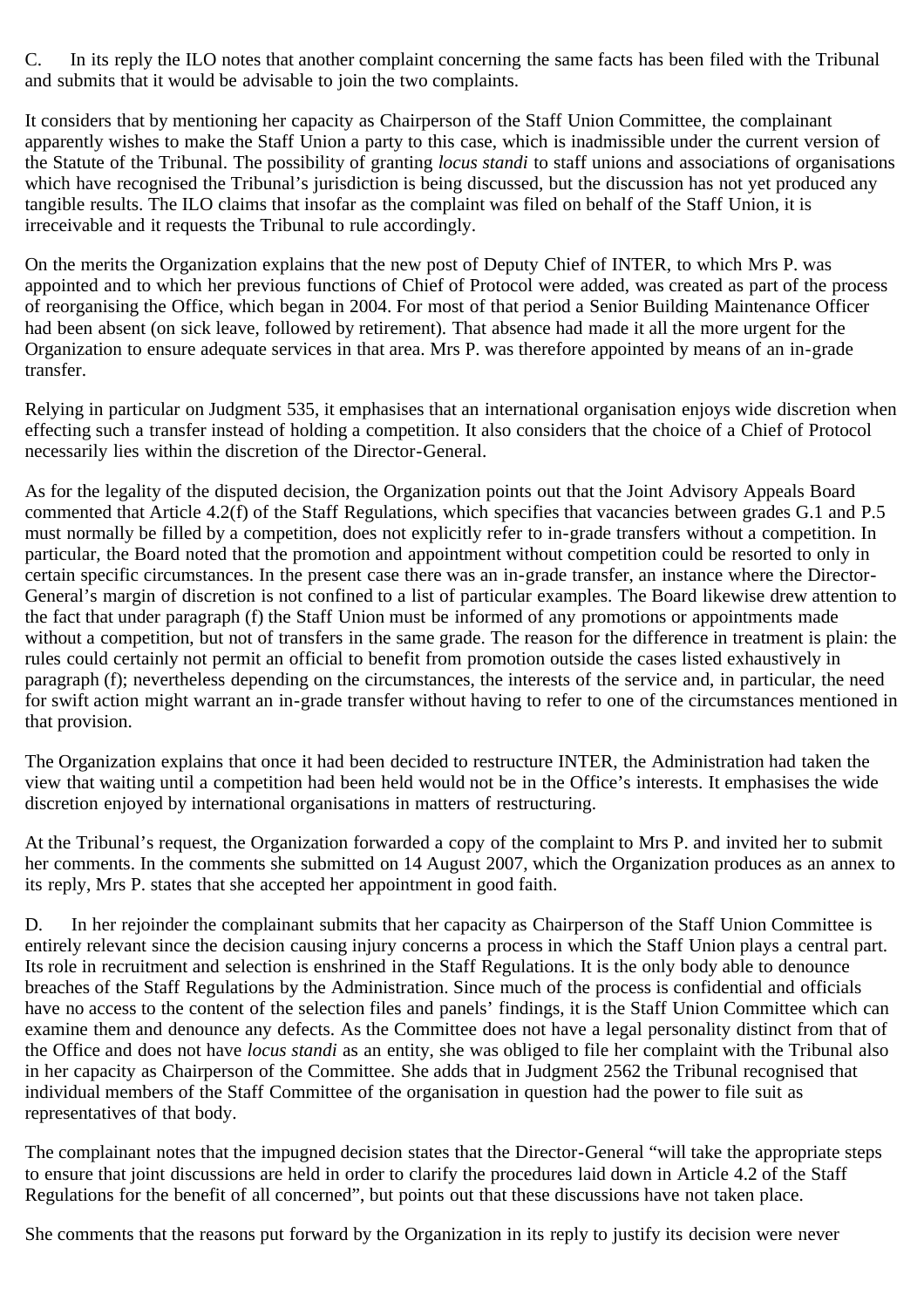C. In its reply the ILO notes that another complaint concerning the same facts has been filed with the Tribunal and submits that it would be advisable to join the two complaints.

It considers that by mentioning her capacity as Chairperson of the Staff Union Committee, the complainant apparently wishes to make the Staff Union a party to this case, which is inadmissible under the current version of the Statute of the Tribunal. The possibility of granting *locus standi* to staff unions and associations of organisations which have recognised the Tribunal's jurisdiction is being discussed, but the discussion has not yet produced any tangible results. The ILO claims that insofar as the complaint was filed on behalf of the Staff Union, it is irreceivable and it requests the Tribunal to rule accordingly.

On the merits the Organization explains that the new post of Deputy Chief of INTER, to which Mrs P. was appointed and to which her previous functions of Chief of Protocol were added, was created as part of the process of reorganising the Office, which began in 2004. For most of that period a Senior Building Maintenance Officer had been absent (on sick leave, followed by retirement). That absence had made it all the more urgent for the Organization to ensure adequate services in that area. Mrs P. was therefore appointed by means of an in-grade transfer.

Relying in particular on Judgment 535, it emphasises that an international organisation enjoys wide discretion when effecting such a transfer instead of holding a competition. It also considers that the choice of a Chief of Protocol necessarily lies within the discretion of the Director-General.

As for the legality of the disputed decision, the Organization points out that the Joint Advisory Appeals Board commented that Article 4.2(f) of the Staff Regulations, which specifies that vacancies between grades G.1 and P.5 must normally be filled by a competition, does not explicitly refer to in-grade transfers without a competition. In particular, the Board noted that the promotion and appointment without competition could be resorted to only in certain specific circumstances. In the present case there was an in-grade transfer, an instance where the Director-General's margin of discretion is not confined to a list of particular examples. The Board likewise drew attention to the fact that under paragraph (f) the Staff Union must be informed of any promotions or appointments made without a competition, but not of transfers in the same grade. The reason for the difference in treatment is plain: the rules could certainly not permit an official to benefit from promotion outside the cases listed exhaustively in paragraph (f); nevertheless depending on the circumstances, the interests of the service and, in particular, the need for swift action might warrant an in-grade transfer without having to refer to one of the circumstances mentioned in that provision.

The Organization explains that once it had been decided to restructure INTER, the Administration had taken the view that waiting until a competition had been held would not be in the Office's interests. It emphasises the wide discretion enjoyed by international organisations in matters of restructuring.

At the Tribunal's request, the Organization forwarded a copy of the complaint to Mrs P. and invited her to submit her comments. In the comments she submitted on 14 August 2007, which the Organization produces as an annex to its reply, Mrs P. states that she accepted her appointment in good faith.

D. In her rejoinder the complainant submits that her capacity as Chairperson of the Staff Union Committee is entirely relevant since the decision causing injury concerns a process in which the Staff Union plays a central part. Its role in recruitment and selection is enshrined in the Staff Regulations. It is the only body able to denounce breaches of the Staff Regulations by the Administration. Since much of the process is confidential and officials have no access to the content of the selection files and panels' findings, it is the Staff Union Committee which can examine them and denounce any defects. As the Committee does not have a legal personality distinct from that of the Office and does not have *locus standi* as an entity, she was obliged to file her complaint with the Tribunal also in her capacity as Chairperson of the Committee. She adds that in Judgment 2562 the Tribunal recognised that individual members of the Staff Committee of the organisation in question had the power to file suit as representatives of that body.

The complainant notes that the impugned decision states that the Director-General "will take the appropriate steps to ensure that joint discussions are held in order to clarify the procedures laid down in Article 4.2 of the Staff Regulations for the benefit of all concerned", but points out that these discussions have not taken place.

She comments that the reasons put forward by the Organization in its reply to justify its decision were never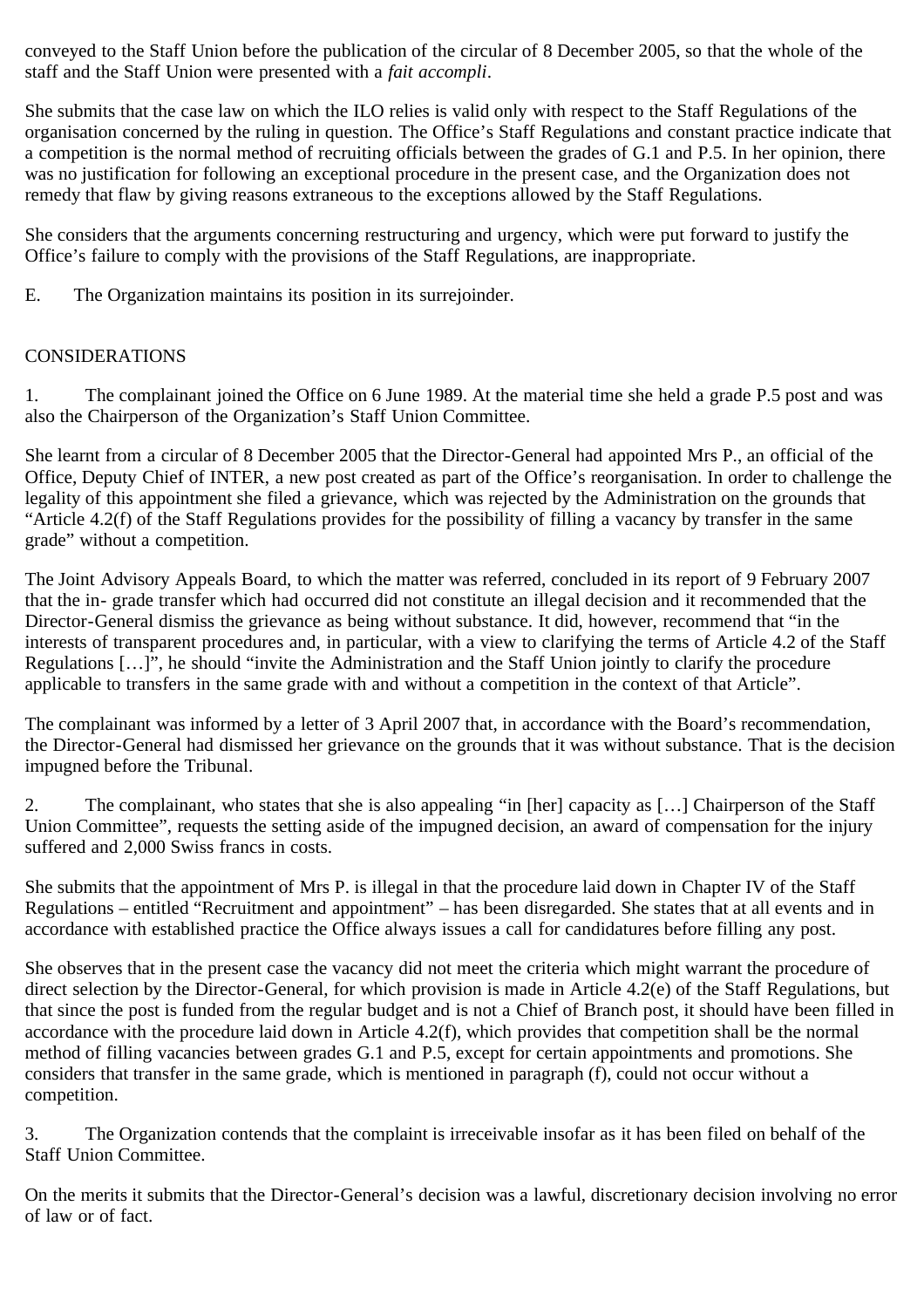conveyed to the Staff Union before the publication of the circular of 8 December 2005, so that the whole of the staff and the Staff Union were presented with a *fait accompli*.

She submits that the case law on which the ILO relies is valid only with respect to the Staff Regulations of the organisation concerned by the ruling in question. The Office's Staff Regulations and constant practice indicate that a competition is the normal method of recruiting officials between the grades of G.1 and P.5. In her opinion, there was no justification for following an exceptional procedure in the present case, and the Organization does not remedy that flaw by giving reasons extraneous to the exceptions allowed by the Staff Regulations.

She considers that the arguments concerning restructuring and urgency, which were put forward to justify the Office's failure to comply with the provisions of the Staff Regulations, are inappropriate.

E. The Organization maintains its position in its surrejoinder.

CONSIDERATIONS

1. The complainant joined the Office on 6 June 1989. At the material time she held a grade P.5 post and was also the Chairperson of the Organization's Staff Union Committee.

She learnt from a circular of 8 December 2005 that the Director-General had appointed Mrs P., an official of the Office, Deputy Chief of INTER, a new post created as part of the Office's reorganisation. In order to challenge the legality of this appointment she filed a grievance, which was rejected by the Administration on the grounds that "Article 4.2(f) of the Staff Regulations provides for the possibility of filling a vacancy by transfer in the same grade" without a competition.

The Joint Advisory Appeals Board, to which the matter was referred, concluded in its report of 9 February 2007 that the in- grade transfer which had occurred did not constitute an illegal decision and it recommended that the Director-General dismiss the grievance as being without substance. It did, however, recommend that "in the interests of transparent procedures and, in particular, with a view to clarifying the terms of Article 4.2 of the Staff Regulations […]", he should "invite the Administration and the Staff Union jointly to clarify the procedure applicable to transfers in the same grade with and without a competition in the context of that Article".

The complainant was informed by a letter of 3 April 2007 that, in accordance with the Board's recommendation, the Director-General had dismissed her grievance on the grounds that it was without substance. That is the decision impugned before the Tribunal.

2. The complainant, who states that she is also appealing "in [her] capacity as […] Chairperson of the Staff Union Committee", requests the setting aside of the impugned decision, an award of compensation for the injury suffered and 2,000 Swiss francs in costs.

She submits that the appointment of Mrs P. is illegal in that the procedure laid down in Chapter IV of the Staff Regulations – entitled "Recruitment and appointment" – has been disregarded. She states that at all events and in accordance with established practice the Office always issues a call for candidatures before filling any post.

She observes that in the present case the vacancy did not meet the criteria which might warrant the procedure of direct selection by the Director-General, for which provision is made in Article 4.2(e) of the Staff Regulations, but that since the post is funded from the regular budget and is not a Chief of Branch post, it should have been filled in accordance with the procedure laid down in Article 4.2(f), which provides that competition shall be the normal method of filling vacancies between grades G.1 and P.5, except for certain appointments and promotions. She considers that transfer in the same grade, which is mentioned in paragraph (f), could not occur without a competition.

3. The Organization contends that the complaint is irreceivable insofar as it has been filed on behalf of the Staff Union Committee.

On the merits it submits that the Director-General's decision was a lawful, discretionary decision involving no error of law or of fact.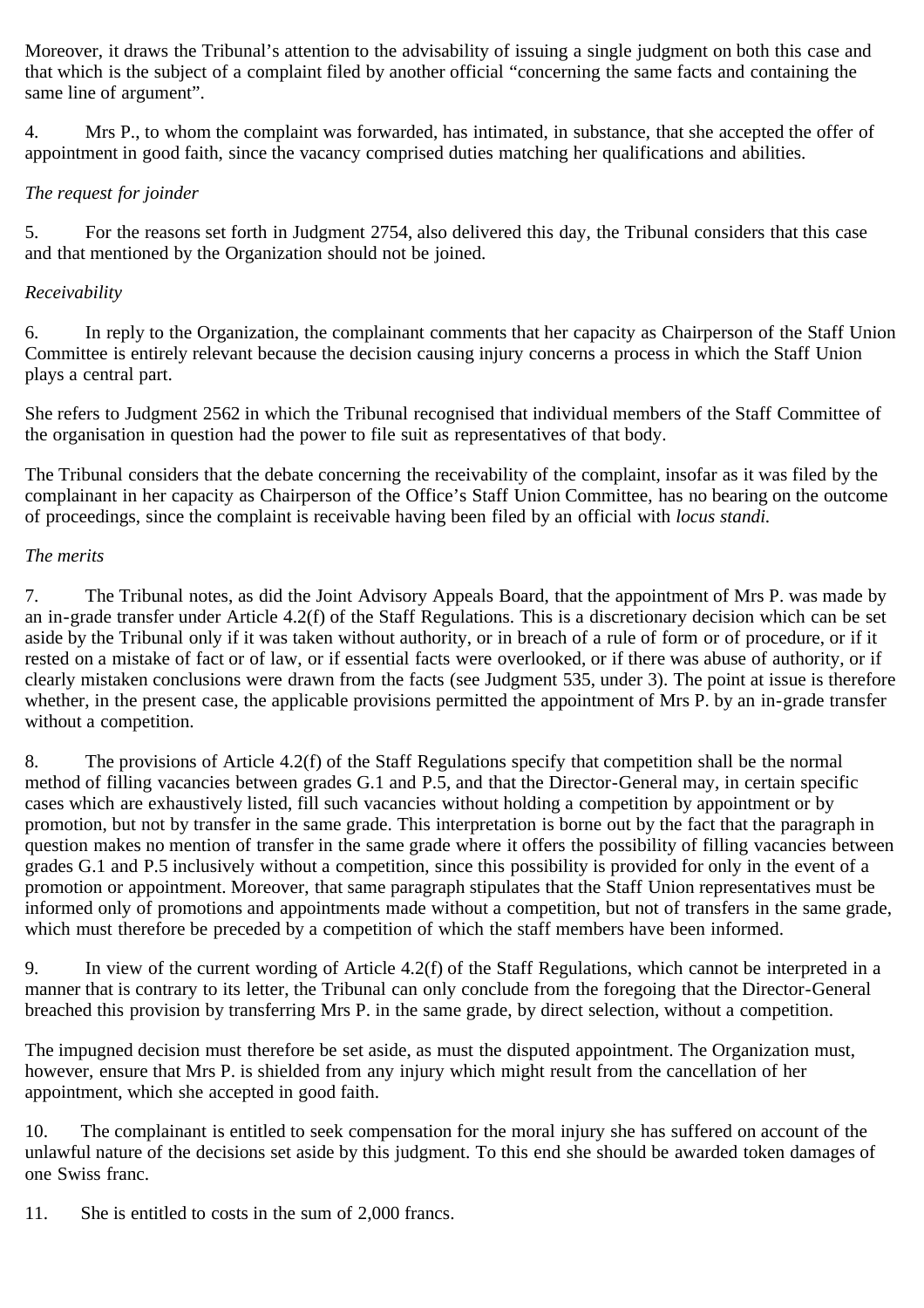Moreover, it draws the Tribunal's attention to the advisability of issuing a single judgment on both this case and that which is the subject of a complaint filed by another official "concerning the same facts and containing the same line of argument".

4. Mrs P., to whom the complaint was forwarded, has intimated, in substance, that she accepted the offer of appointment in good faith, since the vacancy comprised duties matching her qualifications and abilities.

*The request for joinder*

5. For the reasons set forth in Judgment 2754, also delivered this day, the Tribunal considers that this case and that mentioned by the Organization should not be joined.

*Receivability*

6. In reply to the Organization, the complainant comments that her capacity as Chairperson of the Staff Union Committee is entirely relevant because the decision causing injury concerns a process in which the Staff Union plays a central part.

She refers to Judgment 2562 in which the Tribunal recognised that individual members of the Staff Committee of the organisation in question had the power to file suit as representatives of that body.

The Tribunal considers that the debate concerning the receivability of the complaint, insofar as it was filed by the complainant in her capacity as Chairperson of the Office's Staff Union Committee, has no bearing on the outcome of proceedings, since the complaint is receivable having been filed by an official with *locus standi.*

*The merits*

7. The Tribunal notes, as did the Joint Advisory Appeals Board, that the appointment of Mrs P. was made by an in-grade transfer under Article 4.2(f) of the Staff Regulations. This is a discretionary decision which can be set aside by the Tribunal only if it was taken without authority, or in breach of a rule of form or of procedure, or if it rested on a mistake of fact or of law, or if essential facts were overlooked, or if there was abuse of authority, or if clearly mistaken conclusions were drawn from the facts (see Judgment 535, under 3). The point at issue is therefore whether, in the present case, the applicable provisions permitted the appointment of Mrs P. by an in-grade transfer without a competition.

8. The provisions of Article 4.2(f) of the Staff Regulations specify that competition shall be the normal method of filling vacancies between grades G.1 and P.5, and that the Director-General may, in certain specific cases which are exhaustively listed, fill such vacancies without holding a competition by appointment or by promotion, but not by transfer in the same grade. This interpretation is borne out by the fact that the paragraph in question makes no mention of transfer in the same grade where it offers the possibility of filling vacancies between grades G.1 and P.5 inclusively without a competition, since this possibility is provided for only in the event of a promotion or appointment. Moreover, that same paragraph stipulates that the Staff Union representatives must be informed only of promotions and appointments made without a competition, but not of transfers in the same grade, which must therefore be preceded by a competition of which the staff members have been informed.

9. In view of the current wording of Article 4.2(f) of the Staff Regulations, which cannot be interpreted in a manner that is contrary to its letter, the Tribunal can only conclude from the foregoing that the Director-General breached this provision by transferring Mrs P. in the same grade, by direct selection, without a competition.

The impugned decision must therefore be set aside, as must the disputed appointment. The Organization must, however, ensure that Mrs P. is shielded from any injury which might result from the cancellation of her appointment, which she accepted in good faith.

10. The complainant is entitled to seek compensation for the moral injury she has suffered on account of the unlawful nature of the decisions set aside by this judgment. To this end she should be awarded token damages of one Swiss franc.

11. She is entitled to costs in the sum of 2,000 francs.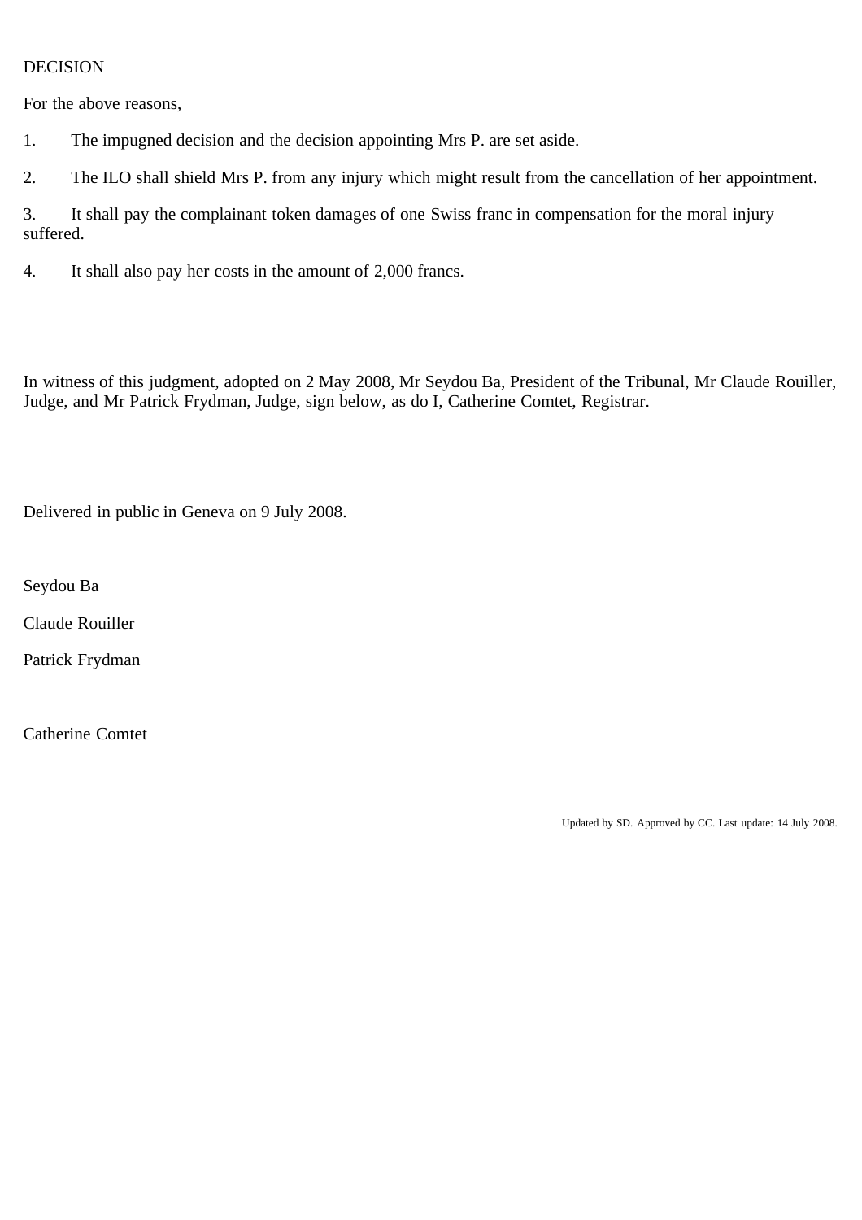DECISION

For the above reasons,

1. The impugned decision and the decision appointing Mrs P. are set aside.

2. The ILO shall shield Mrs P. from any injury which might result from the cancellation of her appointment.

3. It shall pay the complainant token damages of one Swiss franc in compensation for the moral injury suffered.

4. It shall also pay her costs in the amount of 2,000 francs.

In witness of this judgment, adopted on 2 May 2008, Mr Seydou Ba, President of the Tribunal, Mr Claude Rouiller, Judge, and Mr Patrick Frydman, Judge, sign below, as do I, Catherine Comtet, Registrar.

Delivered in public in Geneva on 9 July 2008.

Seydou Ba

Claude Rouiller

Patrick Frydman

Catherine Comtet

Updated by SD. Approved by CC. Last update: 14 July 2008.